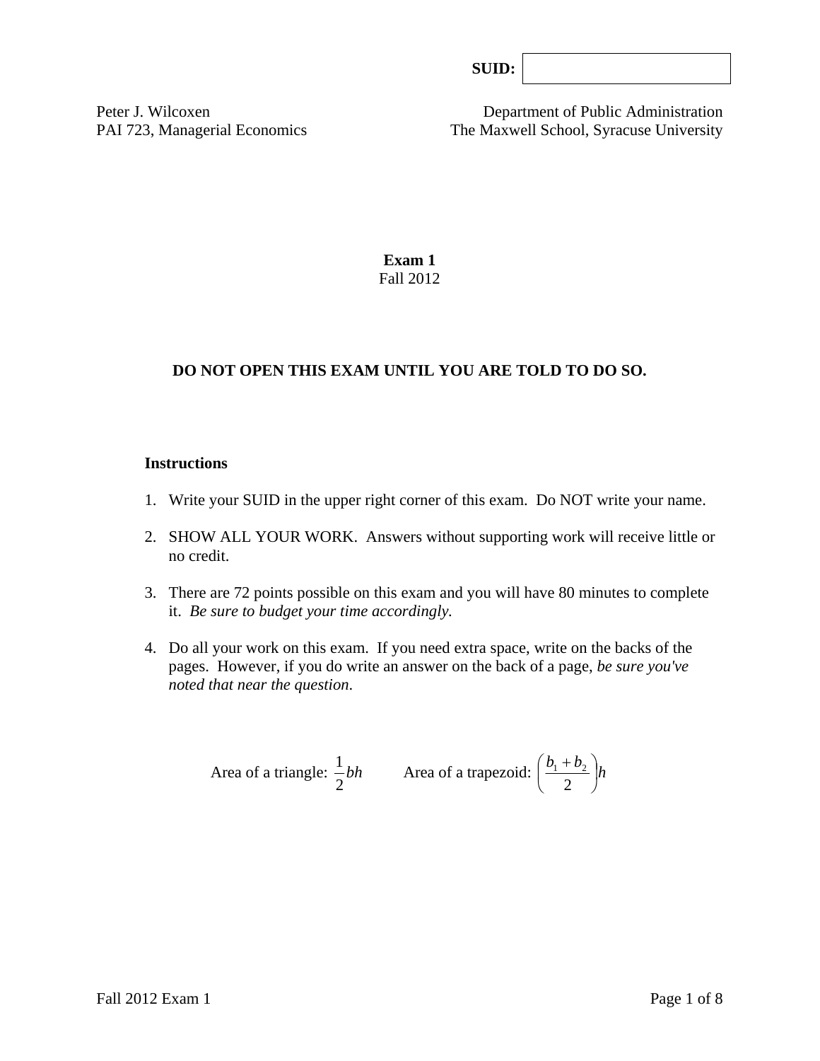**SUID:**

Peter J. Wilcoxen
PAI 723, Managerial Economics

Department of Public Administration
The Maxwell School, Syracuse University

**Exam 1**
Fall 2012

**DO NOT OPEN THIS EXAM UNTIL YOU ARE TOLD TO DO SO.**

**Instructions**

1. Write your SUID in the upper right corner of this exam. Do NOT write your name.
2. SHOW ALL YOUR WORK. Answers without supporting work will receive little or no credit.
3. There are 72 points possible on this exam and you will have 80 minutes to complete it. *Be sure to budget your time accordingly.*
4. Do all your work on this exam. If you need extra space, write on the backs of the pages. However, if you do write an answer on the back of a page, *be sure you've noted that near the question*.

Area of a triangle: $\frac{1}{2}bh$ Area of a trapezoid: $\left(\frac{b_1 + b_2}{2}\right)h$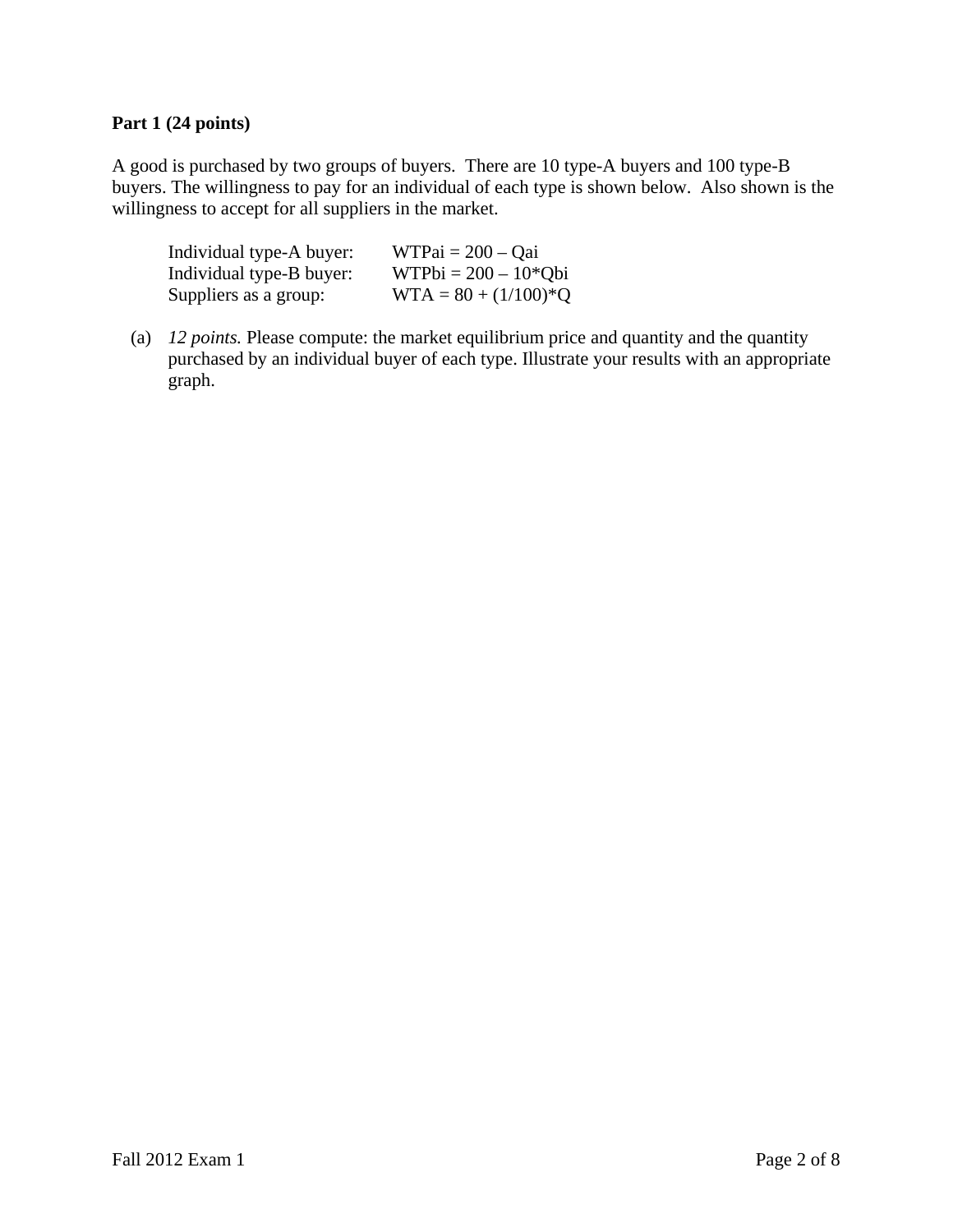**Part 1 (24 points)**

A good is purchased by two groups of buyers. There are 10 type-A buyers and 100 type-B buyers. The willingness to pay for an individual of each type is shown below. Also shown is the willingness to accept for all suppliers in the market.

| | |
|---|---|
| Individual type-A buyer: | $WTPai = 200 - Qai$ |
| Individual type-B buyer: | $WTPbi = 200 - 10*Qbi$ |
| Suppliers as a group: | $WTA = 80 + (1/100)*Q$ |

(a) *12 points.* Please compute: the market equilibrium price and quantity and the quantity purchased by an individual buyer of each type. Illustrate your results with an appropriate graph.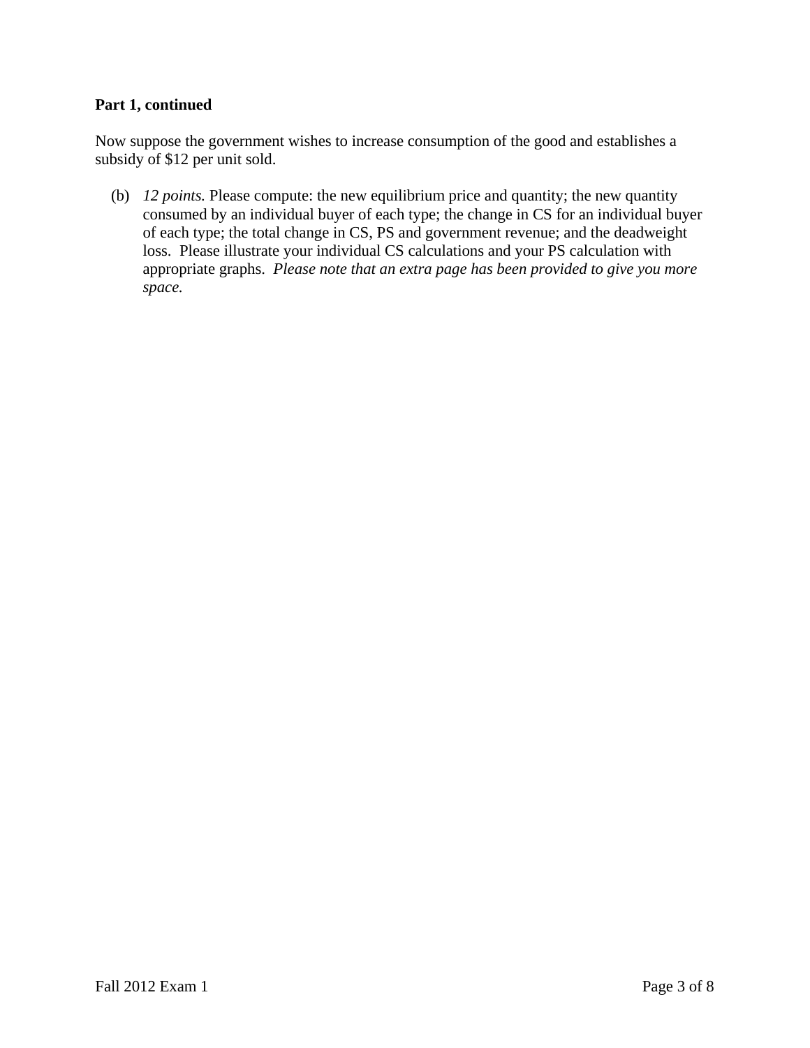**Part 1, continued**

Now suppose the government wishes to increase consumption of the good and establishes a subsidy of $12 per unit sold.

(b) *12 points.* Please compute: the new equilibrium price and quantity; the new quantity consumed by an individual buyer of each type; the change in CS for an individual buyer of each type; the total change in CS, PS and government revenue; and the deadweight loss. Please illustrate your individual CS calculations and your PS calculation with appropriate graphs. *Please note that an extra page has been provided to give you more space.*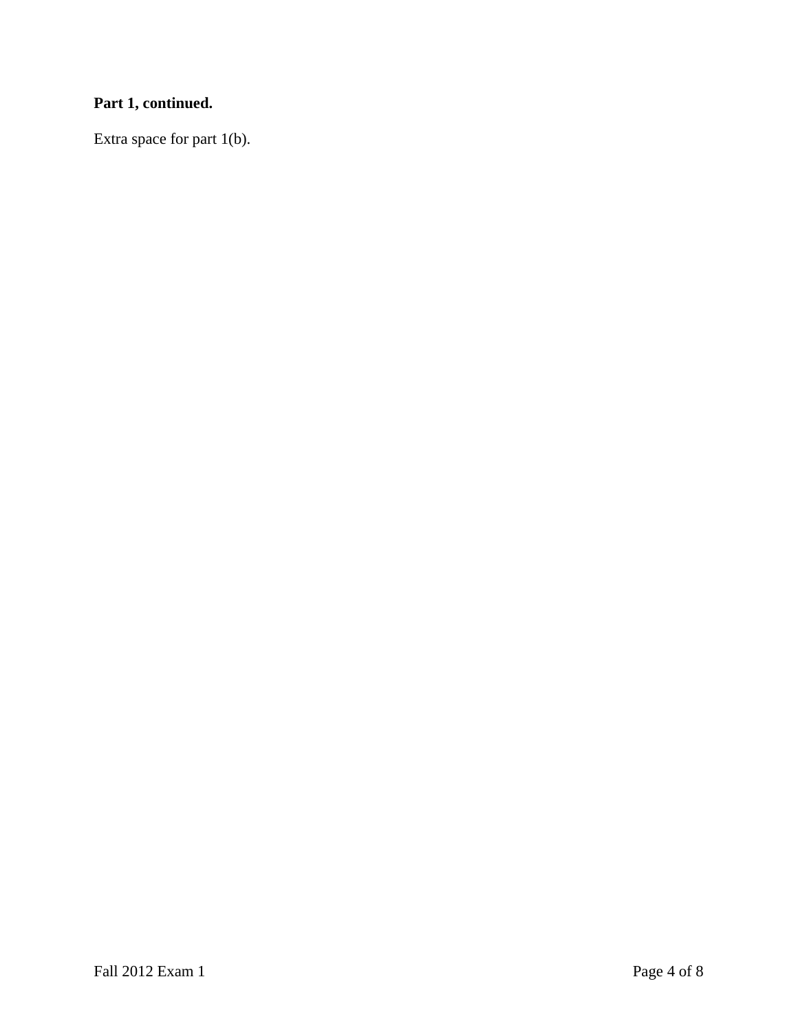**Part 1, continued.**

Extra space for part 1(b).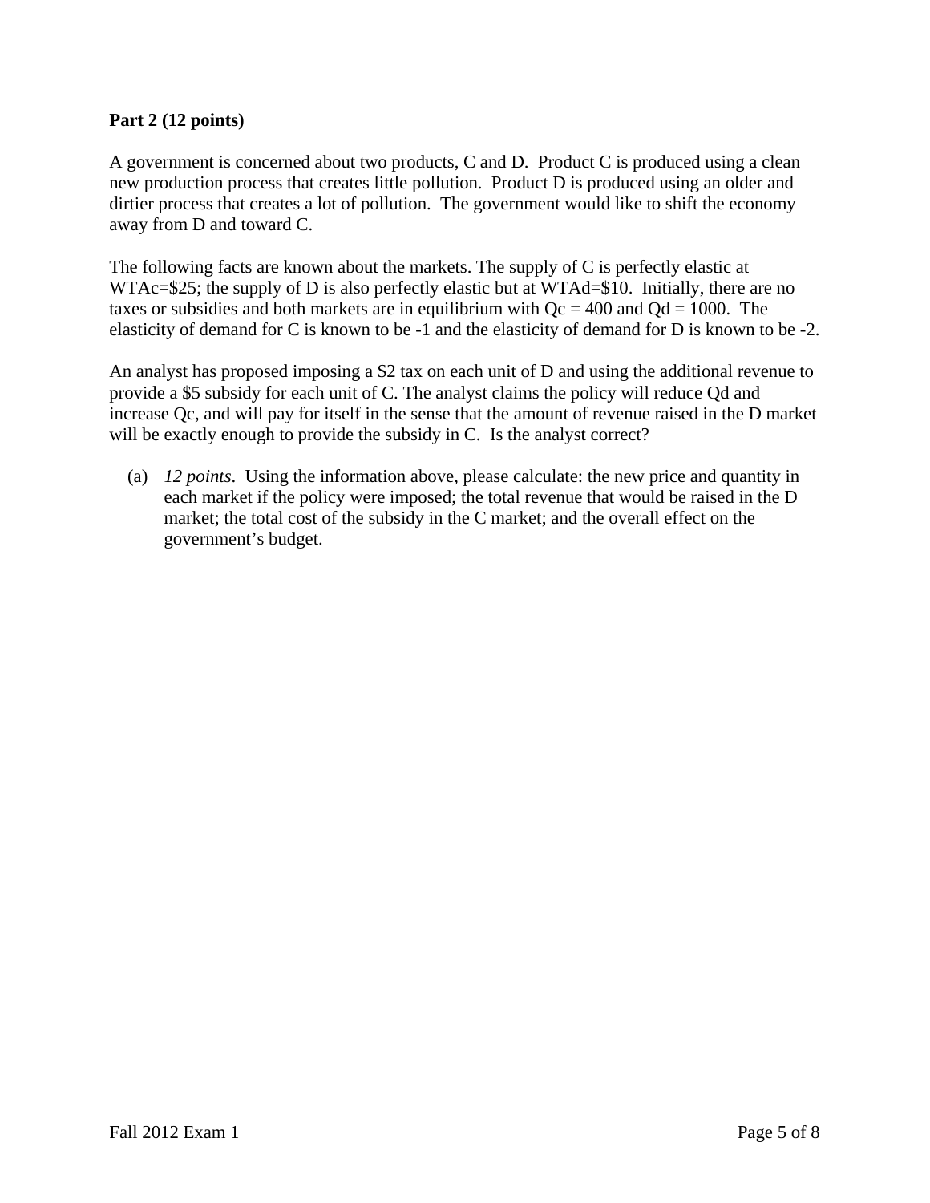**Part 2 (12 points)**

A government is concerned about two products, C and D. Product C is produced using a clean new production process that creates little pollution. Product D is produced using an older and dirtier process that creates a lot of pollution. The government would like to shift the economy away from D and toward C.

The following facts are known about the markets. The supply of C is perfectly elastic at WTAc=$25; the supply of D is also perfectly elastic but at WTAd=$10. Initially, there are no taxes or subsidies and both markets are in equilibrium with Qc = 400 and Qd = 1000. The elasticity of demand for C is known to be -1 and the elasticity of demand for D is known to be -2.

An analyst has proposed imposing a $2 tax on each unit of D and using the additional revenue to provide a $5 subsidy for each unit of C. The analyst claims the policy will reduce Qd and increase Qc, and will pay for itself in the sense that the amount of revenue raised in the D market will be exactly enough to provide the subsidy in C. Is the analyst correct?

(a) *12 points*. Using the information above, please calculate: the new price and quantity in each market if the policy were imposed; the total revenue that would be raised in the D market; the total cost of the subsidy in the C market; and the overall effect on the government's budget.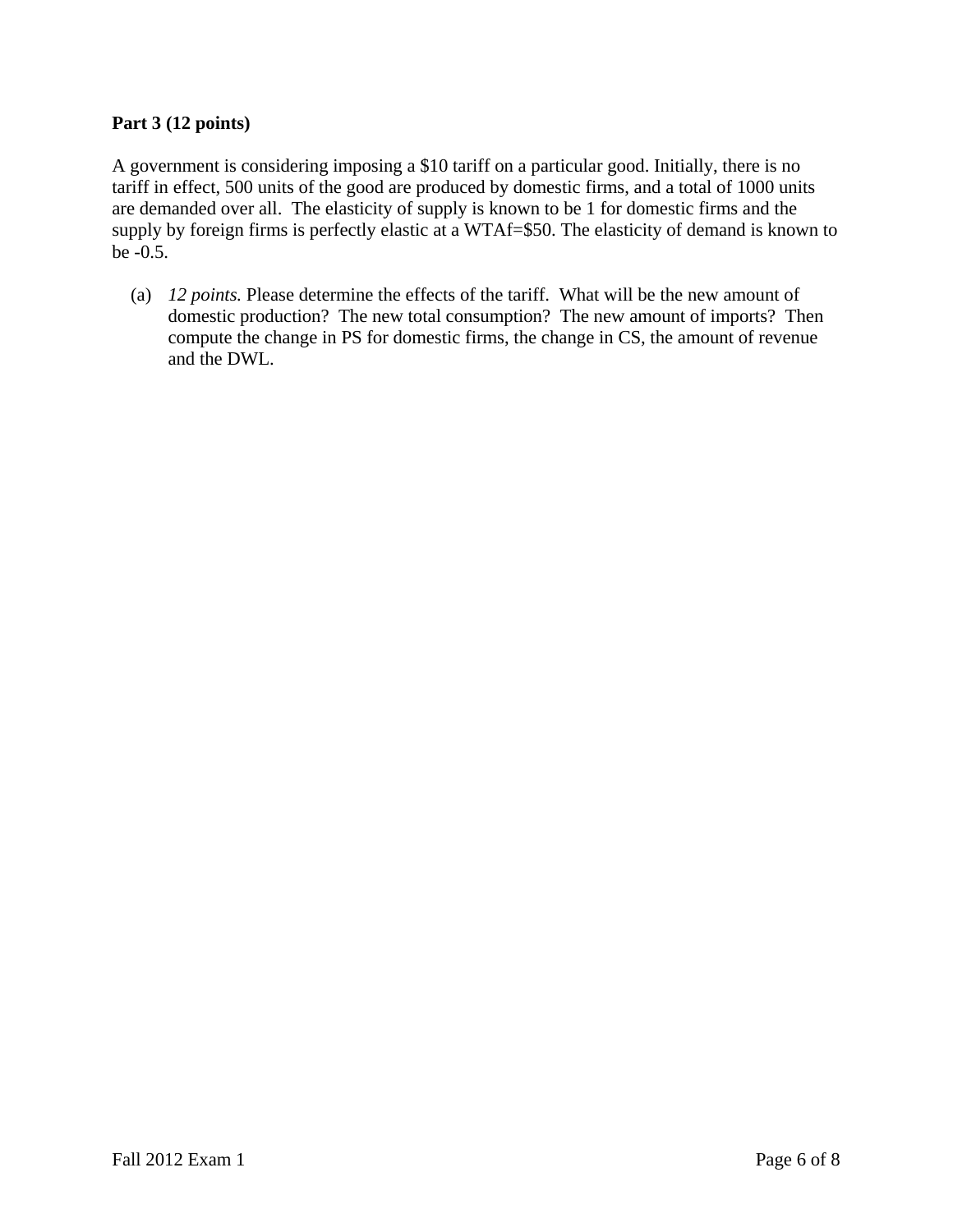**Part 3 (12 points)**

A government is considering imposing a $10 tariff on a particular good. Initially, there is no tariff in effect, 500 units of the good are produced by domestic firms, and a total of 1000 units are demanded over all. The elasticity of supply is known to be 1 for domestic firms and the supply by foreign firms is perfectly elastic at a WTAf=$50. The elasticity of demand is known to be -0.5.

(a) *12 points.* Please determine the effects of the tariff. What will be the new amount of domestic production? The new total consumption? The new amount of imports? Then compute the change in PS for domestic firms, the change in CS, the amount of revenue and the DWL.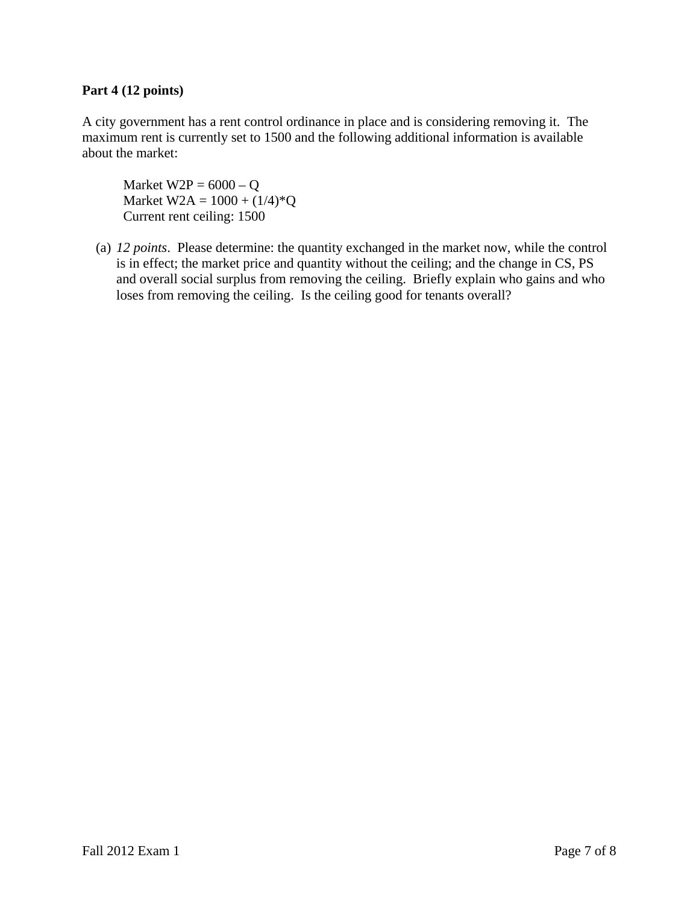**Part 4 (12 points)**

A city government has a rent control ordinance in place and is considering removing it. The maximum rent is currently set to 1500 and the following additional information is available about the market:

> Market W2P = $6000 – Q$
> Market W2A = $1000 + (1/4)*Q$
> Current rent ceiling: 1500

(a) *12 points*. Please determine: the quantity exchanged in the market now, while the control is in effect; the market price and quantity without the ceiling; and the change in CS, PS and overall social surplus from removing the ceiling. Briefly explain who gains and who loses from removing the ceiling. Is the ceiling good for tenants overall?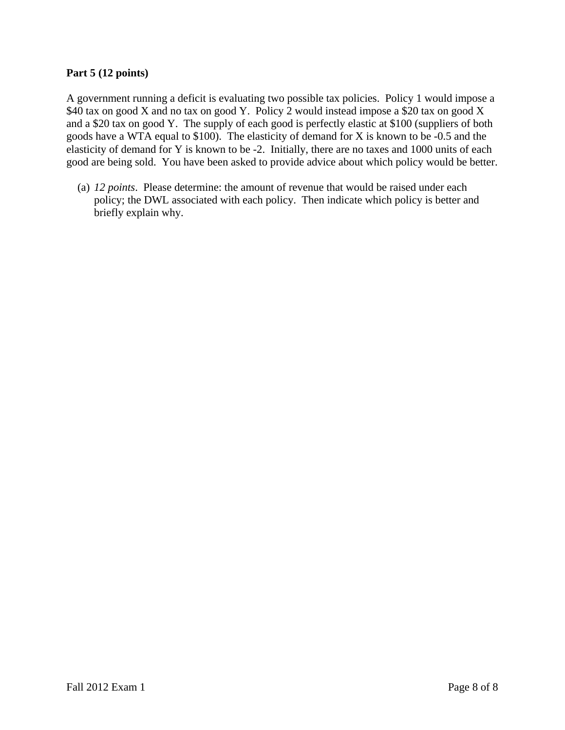**Part 5 (12 points)**

A government running a deficit is evaluating two possible tax policies. Policy 1 would impose a $40 tax on good X and no tax on good Y. Policy 2 would instead impose a $20 tax on good X and a $20 tax on good Y. The supply of each good is perfectly elastic at $100 (suppliers of both goods have a WTA equal to $100). The elasticity of demand for X is known to be -0.5 and the elasticity of demand for Y is known to be -2. Initially, there are no taxes and 1000 units of each good are being sold. You have been asked to provide advice about which policy would be better.

(a) *12 points*. Please determine: the amount of revenue that would be raised under each policy; the DWL associated with each policy. Then indicate which policy is better and briefly explain why.